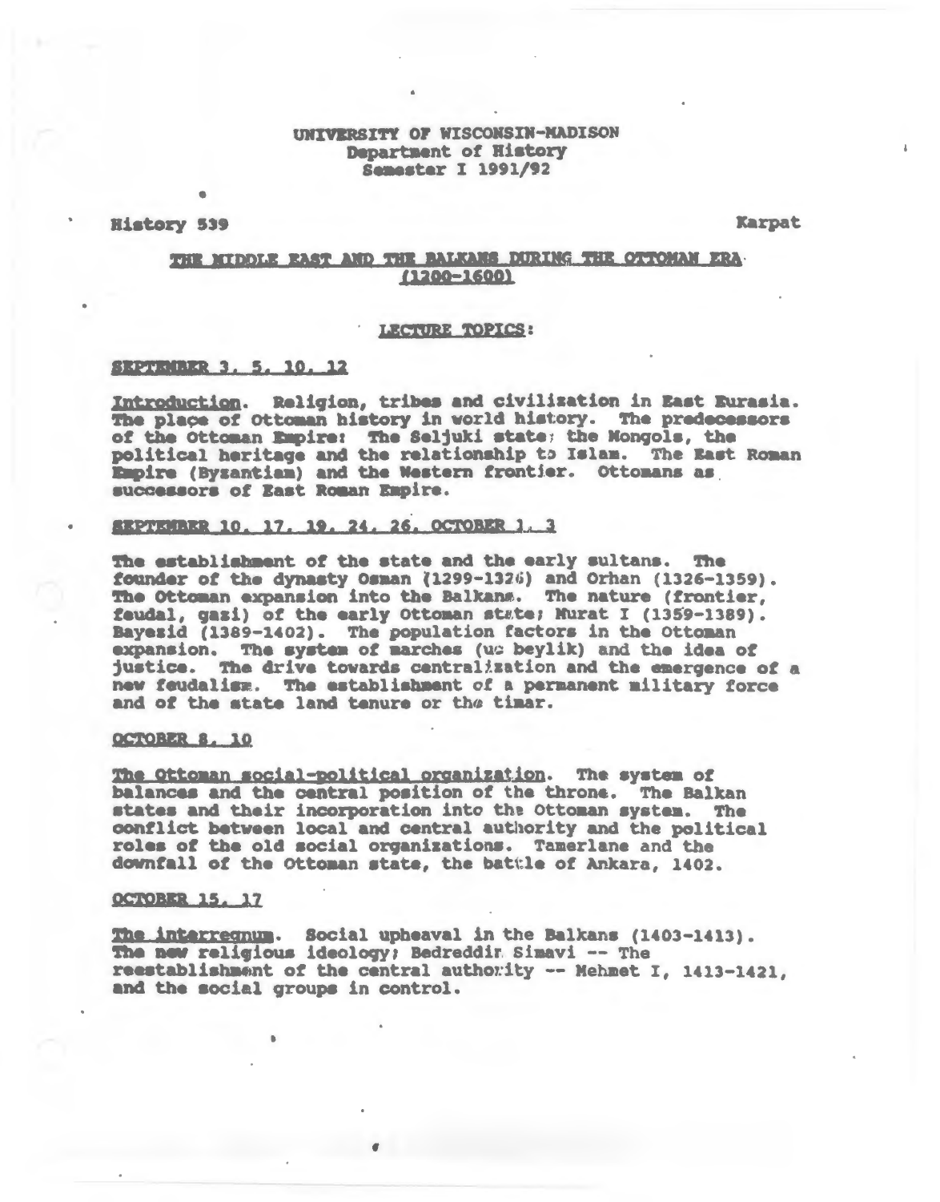UNIVERSITY OF WISCONSIN-MADISON
Department of History
Semester I 1991/92

History 539 Karpat

# THE MIDDLE EAST AND THE BALKANS DURING THE OTTOMAN ERA (1200-1600)

## LECTURE TOPICS:

### SEPTEMBER 3, 5, 10, 12

Introduction. Religion, tribes and civilization in East Eurasia. The place of Ottoman history in world history. The predecessors of the Ottoman Empire: The Seljuki state; the Mongols, the political heritage and the relationship to Islam. The East Roman Empire (Byzantium) and the Western frontier. Ottomans as successors of East Roman Empire.

### SEPTEMBER 10, 17, 19, 24, 26, OCTOBER 1, 3

The establishment of the state and the early sultans. The founder of the dynasty Osman (1299-1326) and Orhan (1326-1359). The Ottoman expansion into the Balkans. The nature (frontier, feudal, gazi) of the early Ottoman state; Murat I (1359-1389). Bayezid (1389-1402). The population factors in the Ottoman expansion. The system of marches (uc beylik) and the idea of justice. The drive towards centralization and the emergence of a new feudalism. The establishment of a permanent military force and of the state land tenure or the timar.

### OCTOBER 8, 10

The Ottoman social-political organization. The system of balances and the central position of the throne. The Balkan states and their incorporation into the Ottoman system. The conflict between local and central authority and the political roles of the old social organizations. Tamerlane and the downfall of the Ottoman state, the battle of Ankara, 1402.

### OCTOBER 15, 17

The interregnum. Social upheaval in the Balkans (1403-1413). The new religious ideology; Bedreddin Simavi -- The reestablishment of the central authority -- Mehmet I, 1413-1421, and the social groups in control.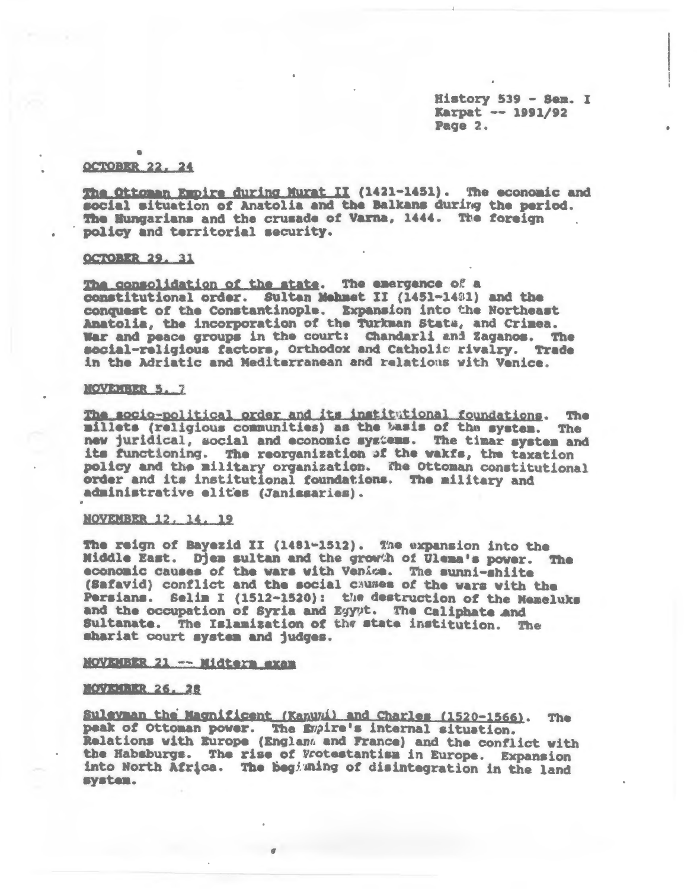## OCTOBER 22, 24

The Ottoman Empire during Murat II (1421-1451). The economic and social situation of Anatolia and the Balkans during the period. The Hungarians and the crusade of Varna, 1444. The foreign policy and territorial security.

## OCTOBER 29, 31

The consolidation of the state. The emergence of a constitutional order. Sultan Mehmet II (1451-1481) and the conquest of the Constantinople. Expansion into the Northeast Anatolia, the incorporation of the Turkman State, and Crimea. War and peace groups in the court: Chandarli and Zaganos. The social-religious factors, Orthodox and Catholic rivalry. Trade in the Adriatic and Mediterranean and relations with Venice.

## NOVEMBER 5, 7

The socio-political order and its institutional foundations. The millets (religious communities) as the basis of the system. The new juridical, social and economic systems. The timar system and its functioning. The reorganization of the wakfs, the taxation policy and the military organization. The Ottoman constitutional order and its institutional foundations. The military and administrative elites (Janissaries).

## NOVEMBER 12, 14, 19

The reign of Bayezid II (1481-1512). The expansion into the Middle East. Djem sultan and the growth of Ulema's power. The economic causes of the wars with Venice. The sunni-shiite (Safavid) conflict and the social causes of the wars with the Persians. Selim I (1512-1520): the destruction of the Memeluks and the occupation of Syria and Egypt. The Caliphate and Sultanate. The Islamization of the state institution. The shariat court system and judges.

## NOVEMBER 21 -- Midterm exam

## NOVEMBER 26, 28

Suleyman the Magnificent (Kanuni) and Charles (1520-1566). The peak of Ottoman power. The Empire's internal situation. Relations with Europe (England and France) and the conflict with the Habsburgs. The rise of Protestantism in Europe. Expansion into North Africa. The beginning of disintegration in the land system.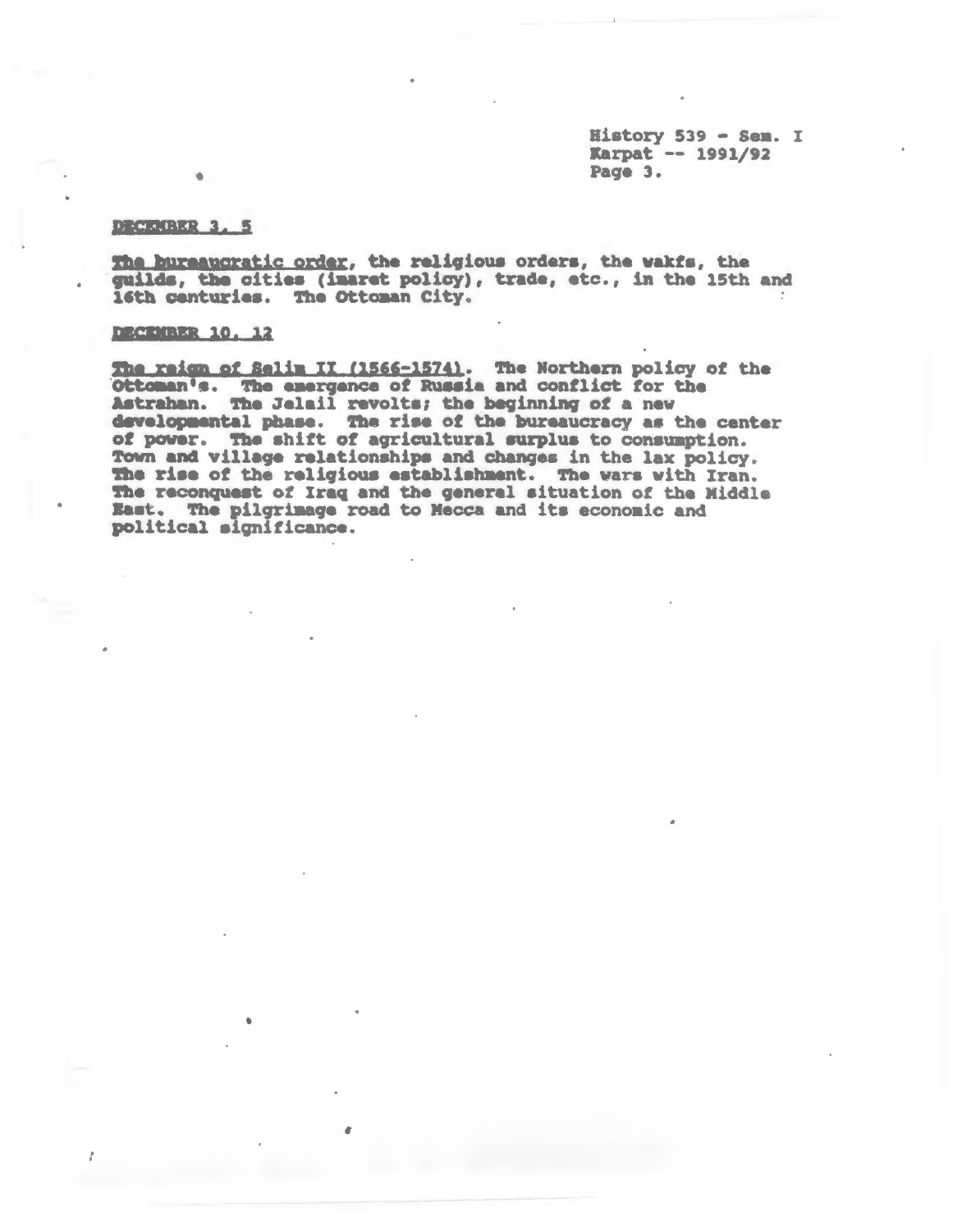History 539 - Sem. I
Karpat -- 1991/92

DECEMBER 3, 5

The bureaucratic order, the religious orders, the wakfs, the guilds, the cities (imaret policy), trade, etc., in the 15th and 16th centuries. The Ottoman City.

DECEMBER 10, 12

The reign of Selim II (1566-1574). The Northern policy of the Ottoman's. The emergence of Russia and conflict for the Astrahan. The Jalali revolts; the beginning of a new developmental phase. The rise of the bureaucracy as the center of power. The shift of agricultural surplus to consumption. Town and village relationships and changes in the lax policy. The rise of the religious establishment. The wars with Iran. The reconquest of Iraq and the general situation of the Middle East. The pilgrimage road to Mecca and its economic and political significance.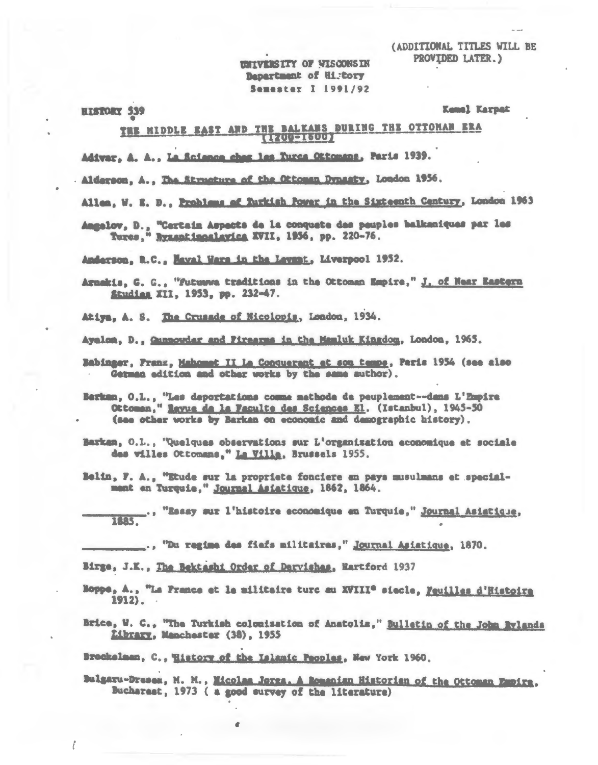(ADDITIONAL TITLES WILL BE PROVIDED LATER.)

UNIVERSITY OF WISCONSIN
Department of History
Semester I 1991/92

HISTORY 539 — Kemal Karpat

THE MIDDLE EAST AND THE BALKANS DURING THE OTTOMAN ERA (1200-1600)

Adivar, A. A., _La Science chez les Turcs Ottomans_, Paris 1939.

Alderson, A., _The Structure of the Ottoman Dynasty_, London 1956.

Allen, W. E. D., _Problems of Turkish Power in the Sixteenth Century_, London 1963

Angelov, D., "Certain Aspects de la conquete des peuples balkaniques par les Turcs," _Byzantinoslavica_ XVII, 1956, pp. 220-76.

Anderson, R.C., _Naval Wars in the Levant_, Liverpool 1952.

Arnakis, G. G., "Futuwwa traditions in the Ottoman Empire," _J. of Near Eastern Studies_ XII, 1953, pp. 232-47.

Atiya, A. S. _The Crusade of Nicolopis_, London, 1934.

Ayalon, D., _Gunpowder and Firearms in the Mamluk Kingdom_, London, 1965.

Babinger, Franz, _Mahomet II Le Conquerant et son temps_, Paris 1954 (see also German edition and other works by the same author).

Barkan, O.L., "Les deportations comme methode de peuplement--dans L'Empire Ottoman," _Revue de la Faculte des Sciences El_. (Istanbul), 1945-50 (see other works by Barkan on economic and demographic history).

Barkan, O.L., "Quelques observations sur L'organization economique et sociale des villes Ottomans," _La Ville_, Brussels 1955.

Belin, F. A., "Etude sur la propriete fonciere en pays musulmans et specialment en Turquie," _Journal Asiatique_, 1862, 1864.

\_\_\_\_\_\_\_\_\_\_., "Essay sur l'histoire economique en Turquie," _Journal Asiatique_, 1885.

\_\_\_\_\_\_\_\_\_\_., "Du regime des fiefs militaires," _Journal Asiatique_, 1870.

Birge, J.K., _The Bektashi Order of Dervishes_, Hartford 1937

Boppe, A., "La France et le militaire turc au XVIII[e] siecle, _Feuilles d'Histoire_ 1912).

Brice, W. C., "The Turkish colonization of Anatolia," _Bulletin of the John Rylands Library_, Manchester (38), 1955

Brockelman, C., _History of the Islamic Peoples_, New York 1960.

Bulgaru-Dresea, M. M., _Nicolae Iorga, A Romanian Historian of the Ottoman Empire_, Bucharest, 1973 ( a good survey of the literature)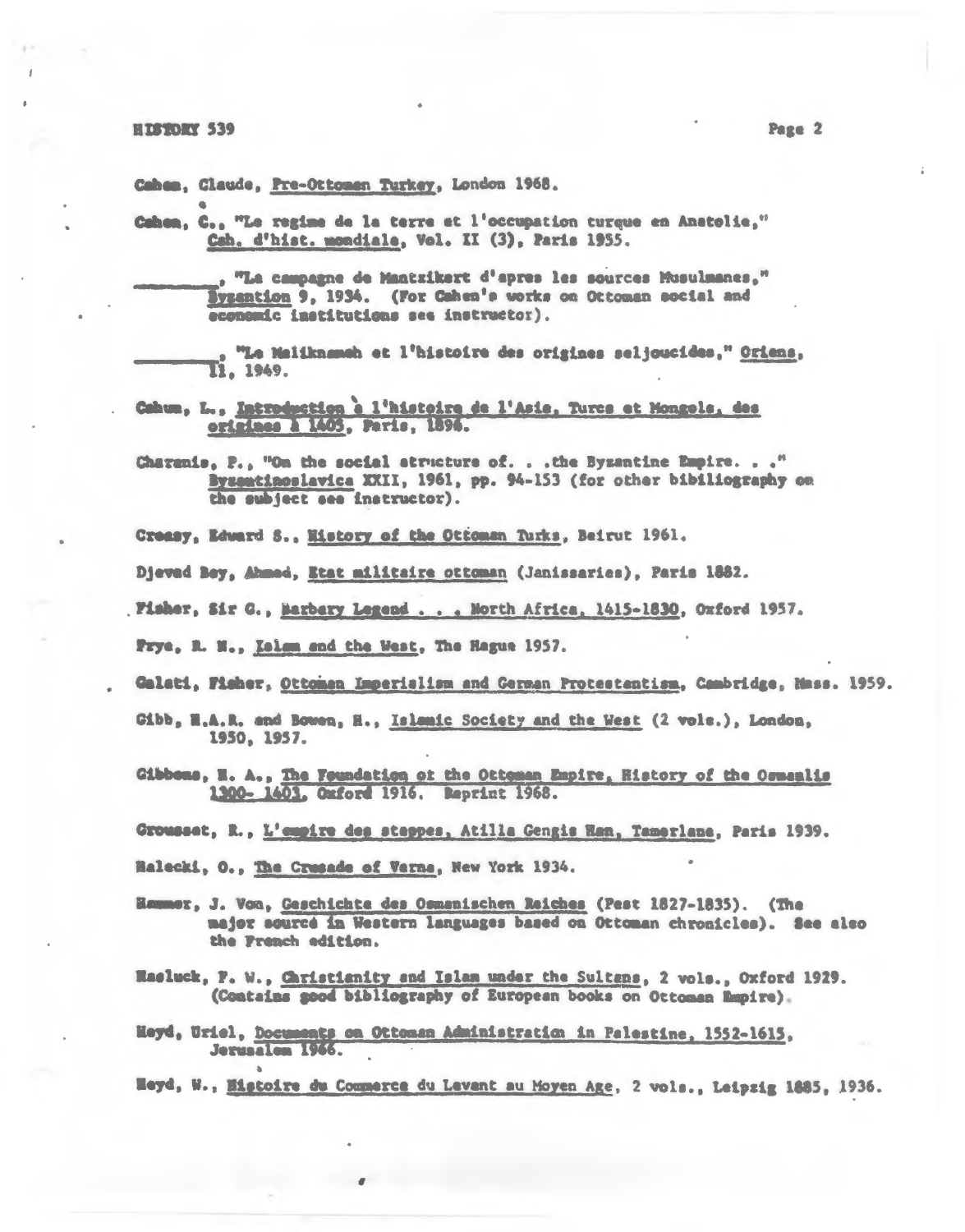Cahen, Claude, Pre-Ottoman Turkey, London 1968.

Cahen, C., "Le regime de la terre et l'occupation turque en Anatolie," Cah. d'hist. mondiale, Vol. II (3), Paris 1955.

________, "La campagne de Mantzikert d'apres les sources Musulmanes," Byzantion 9, 1934. (For Cahen's works on Ottoman social and economic institutions see instructor).

________, "Le Maliknameh et l'histoire des origines seljoucides," Oriens, II, 1949.

Cahun, L., Introduction à l'histoire de l'Asie, Turcs et Mongols, des origines à 1405, Paris, 1896.

Charanis, P., "On the social structure of. . .the Byzantine Empire. . ." Byzantinoslavica XXII, 1961, pp. 94-153 (for other bibliography on the subject see instructor).

Creasy, Edward S., History of the Ottoman Turks, Beirut 1961.

Djevad Bey, Ahmed, Etat militaire ottoman (Janissaries), Paris 1882.

Fisher, Sir G., Barbary Legend . . . North Africa, 1415-1830, Oxford 1957.

Frye, R. N., Islam and the West, The Hague 1957.

Galati, Fisher, Ottoman Imperialism and German Protestantism, Cambridge, Mass. 1959.

Gibb, H.A.R. and Bowen, H., Islamic Society and the West (2 vols.), London, 1950, 1957.

Gibbons, H. A., The Foundation of the Ottoman Empire, History of the Osmanlis 1300- 1403, Oxford 1916. Reprint 1968.

Grousset, R., L'empire des steppes, Atilla Gengis Han, Tamerlane, Paris 1939.

Halecki, O., The Crusade of Varna, New York 1934.

Hammer, J. Von, Geschichte des Osmanischen Reiches (Pest 1827-1835). (The major source in Western languages based on Ottoman chronicles). See also the French edition.

Hasluck, F. W., Christianity and Islam under the Sultans, 2 vols., Oxford 1929. (Contains good bibliography of European books on Ottoman Empire).

Heyd, Uriel, Documents on Ottoman Administration in Palestine, 1552-1615, Jerusalem 1966.

Heyd, W., Histoire du Commerce du Levant au Moyen Age, 2 vols., Leipzig 1885, 1936.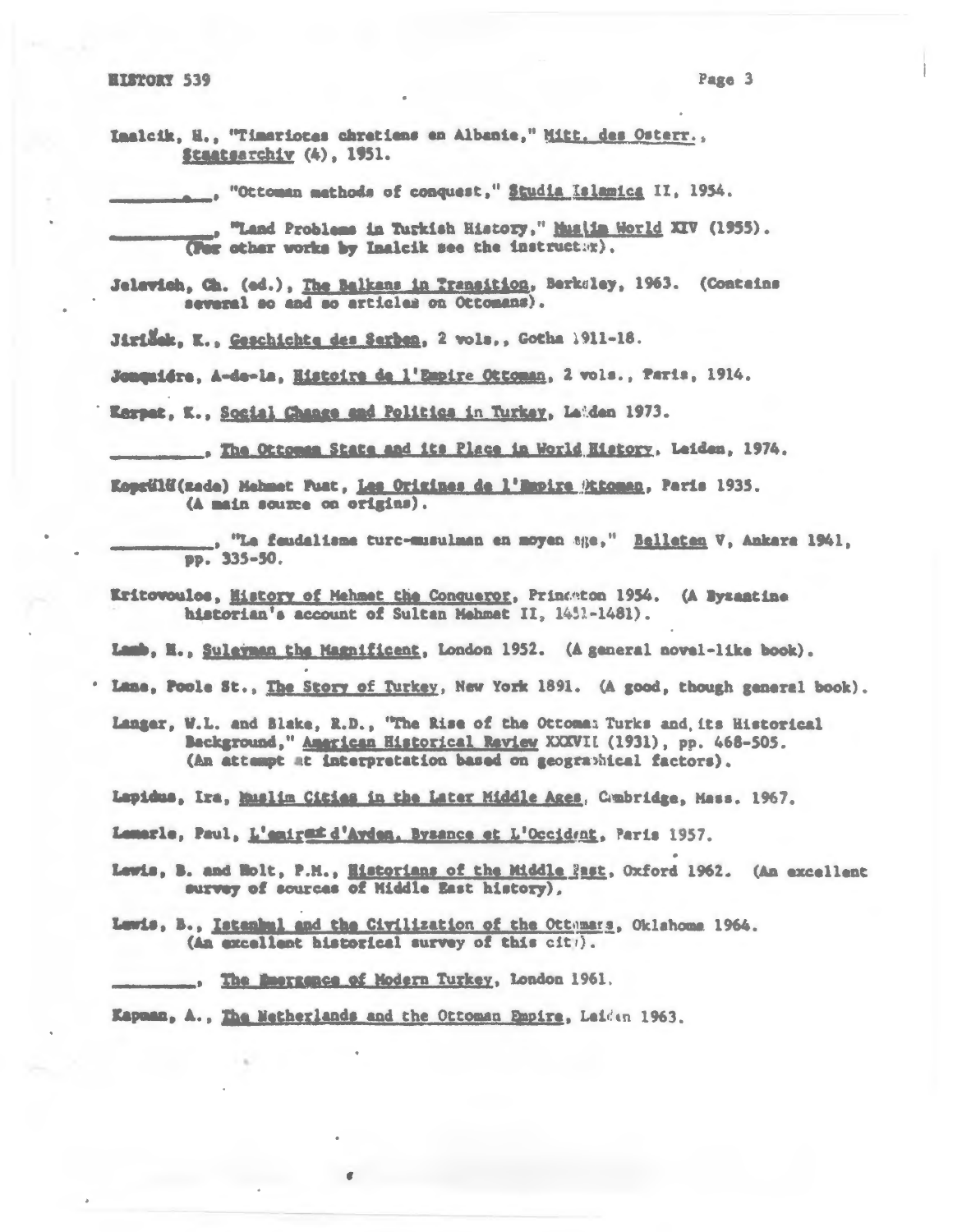Inalcik, H., "Timariotes chretiens en Albanie," Mitt. des Osterr., Staatsarchiv (4), 1951.

\_\_\_\_\_\_\_\_, "Ottoman methods of conquest," Studia Islamica II, 1954.

\_\_\_\_\_\_\_\_, "Land Problems in Turkish History," Muslim World XIV (1955). (For other works by Inalcik see the instructor).

Jelavich, Ch. (ed.), The Balkans in Transition, Berkeley, 1963. (Contains several so and so articles on Ottomans).

Jireček, K., Geschichte des Serben, 2 vols., Gotha 1911-18.

Jonquière, A-de-la, Histoire de l'Empire Ottoman, 2 vols., Paris, 1914.

Karpat, K., Social Change and Politics in Turkey, Leiden 1973.

\_\_\_\_\_\_\_\_, The Ottoman State and its Place in World History, Leiden, 1974.

Koprülü(zade) Mehmet Fuat, Les Origines de l'Empire Ottoman, Paris 1935. (A main source on origins).

\_\_\_\_\_\_\_\_, "Le feudalisme turc-musulman en moyen age," Belleten V, Ankara 1941, pp. 335-50.

Kritovoulos, History of Mehmet the Conqueror, Princeton 1954. (A Byzantine historian's account of Sultan Mehmet II, 1451-1481).

Lamb, H., Suleyman the Magnificent, London 1952. (A general novel-like book).

Lane, Poole St., The Story of Turkey, New York 1891. (A good, though general book).

Langer, W.L. and Blake, R.D., "The Rise of the Ottoman Turks and its Historical Background," American Historical Review XXXVII (1931), pp. 468-505. (An attempt at interpretation based on geographical factors).

Lapidus, Ira, Muslim Cities in the Later Middle Ages, Cambridge, Mass. 1967.

Lemerle, Paul, L'emirat d'Aydın, Byzance et L'Occident, Paris 1957.

Lewis, B. and Holt, P.M., Historians of the Middle East, Oxford 1962. (An excellent survey of sources of Middle East history).

Lewis, B., Istanbul and the Civilization of the Ottomans, Oklahoma 1964. (An excellent historical survey of this city).

\_\_\_\_\_\_\_\_, The Emergence of Modern Turkey, London 1961.

Kapman, A., The Netherlands and the Ottoman Empire, Leiden 1963.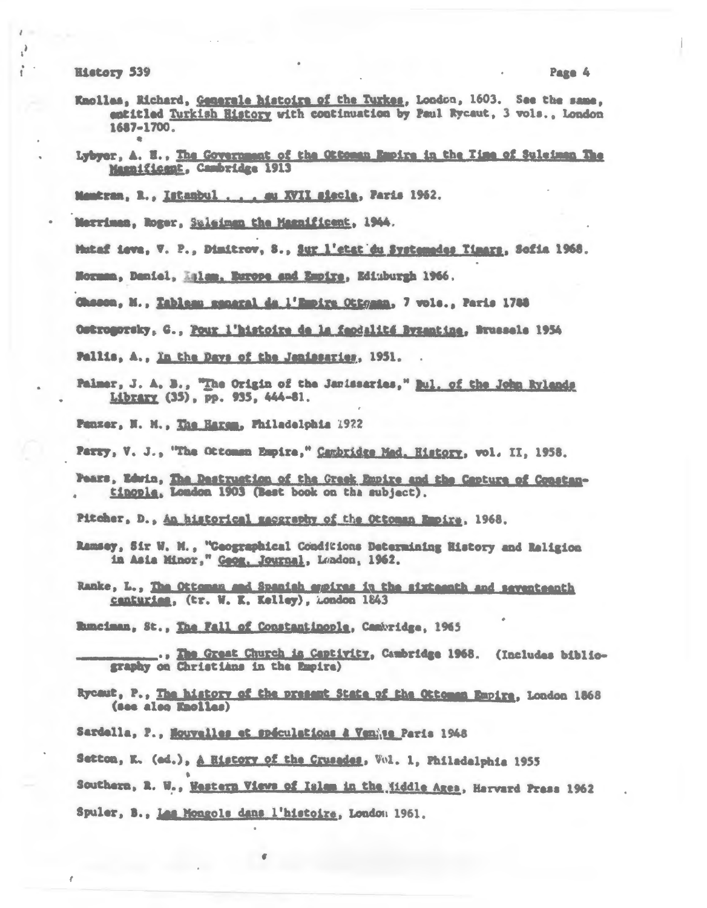Knolles, Richard, _Generale histoire of the Turkes_, London, 1603. See the same, entitled _Turkish History_ with continuation by Paul Rycaut, 3 vols., London 1687-1700.

Lybyer, A. H., _The Government of the Ottoman Empire in the Time of Suleiman The Magnificent_, Cambridge 1913

Mantran, R., _Istanbul . . . au XVII siecle_, Paris 1962.

Merriman, Roger, _Suleiman the Magnificent_, 1944.

Mutaf ieva, V. P., Dimitrov, S., _Sur l'etat du Systemedes Timars_, Sofia 1968.

Normam, Daniel, _Islam, Europe and Empire_, Edinburgh 1966.

Ohsson, M., _Tableau general de l'Empire Ottoman_, 7 vols., Paris 1788

Ostrogorsky, G., _Pour l'histoire de la feodalité Byzantine_, Brussels 1954

Pallis, A., _In the Days of the Janissaries_, 1951.

Palmer, J. A. B., "The Origin of the Janissaries," _Bul. of the John Rylands Library_ (35), pp. 935, 444-81.

Penzer, N. M., _The Harem_, Philadelphia 1922

Parry, V. J., "The Ottoman Empire," _Cambridge Med. History_, vol. II, 1958.

Pears, Edwin, _The Destruction of the Greek Empire and the Capture of Constantinople_, London 1903 (Best book on the subject).

Pitcher, D., _An historical geography of the Ottoman Empire_, 1968.

Ramsey, Sir W. M., "Geographical Conditions Determining History and Religion in Asia Minor," _Geog. Journal_, London, 1962.

Ranke, L., _The Ottoman and Spanish empires in the sixteenth and seventeenth centuries_, (tr. W. K. Kelley), London 1843

Runciman, St., _The Fall of Constantinople_, Cambridge, 1965

__________., _The Great Church in Captivity_, Cambridge 1968. (Includes bibliography on Christians in the Empire)

Rycaut, P., _The history of the present State of the Ottoman Empire_, London 1868 (see also Knolles)

Sardella, P., _Nouvelles et spéculations à Venise_ Paris 1948

Setton, K. (ed.), _A History of the Crusades_, Vol. 1, Philadelphia 1955

Southern, R. W., _Western Views of Islam in the Middle Ages_, Harvard Press 1962

Spuler, B., _Les Mongols dans l'histoire_, London 1961.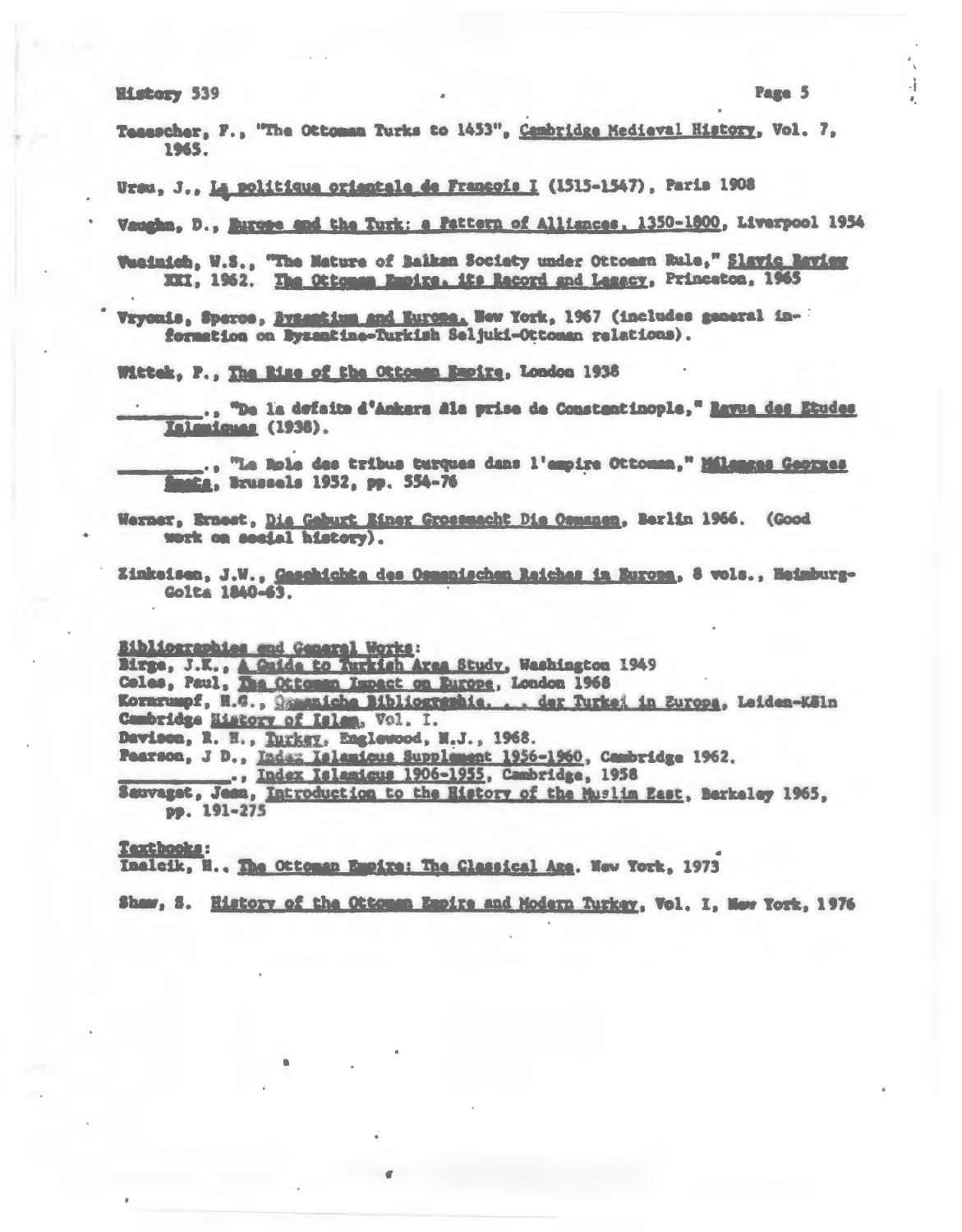Tesescher, F., "The Ottoman Turks to 1453", Cambridge Medieval History, Vol. 7, 1965.

Ursu, J., La politique orientale de Francois I (1515-1547), Paris 1908

Vaughn, D., Europe and the Turk: a Pattern of Alliances, 1350-1800, Liverpool 1954

Vucinich, W.S., "The Nature of Balkan Society under Ottoman Rule," Slavic Review XXI, 1962. The Ottoman Empire, its Record and Legacy, Princeton, 1965

Vryonis, Speros, Byzantium and Europe, New York, 1967 (includes general information on Byzantine-Turkish Seljuki-Ottoman relations).

Wittek, P., The Rise of the Ottoman Empire, London 1938

________., "De la defaite d'Ankara àla prise de Constantinople," Revue des Etudes Islamiques (1938).

________., "Le Role des tribus turques dans l'empire Ottoman," Mélanges Georges Smets, Brussels 1952, pp. 554-76

Werner, Ernest, Die Geburt Einer Grossmacht Die Osmanen, Berlin 1966. (Good work on social history).

Zinkeisen, J.W., Geschichte des Osmanischen Reiches in Europa, 8 vols., Heimburg-Golta 1840-63.

Bibliographies and General Works:
Birge, J.K., A Guide to Turkish Area Study, Washington 1949
Coles, Paul, The Ottoman Impact on Europe, London 1968
Kornrumpf, H.G., Osmanische Bibliographie. . . der Turkei in Europa, Leiden-Köln
Cambridge History of Islam, Vol. I.
Davison, R. H., Turkey, Englewood, N.J., 1968.
Pearson, J D., Index Islamicus Supplement 1956-1960, Cambridge 1962.
________., Index Islamicus 1906-1955, Cambridge, 1958
Sauvaget, Jean, Introduction to the History of the Muslim East, Berkeley 1965, pp. 191-275

Textbooks:
Inalcik, H., The Ottoman Empire: The Classical Age. New York, 1973

Shaw, S. History of the Ottoman Empire and Modern Turkey, Vol. I, New York, 1976